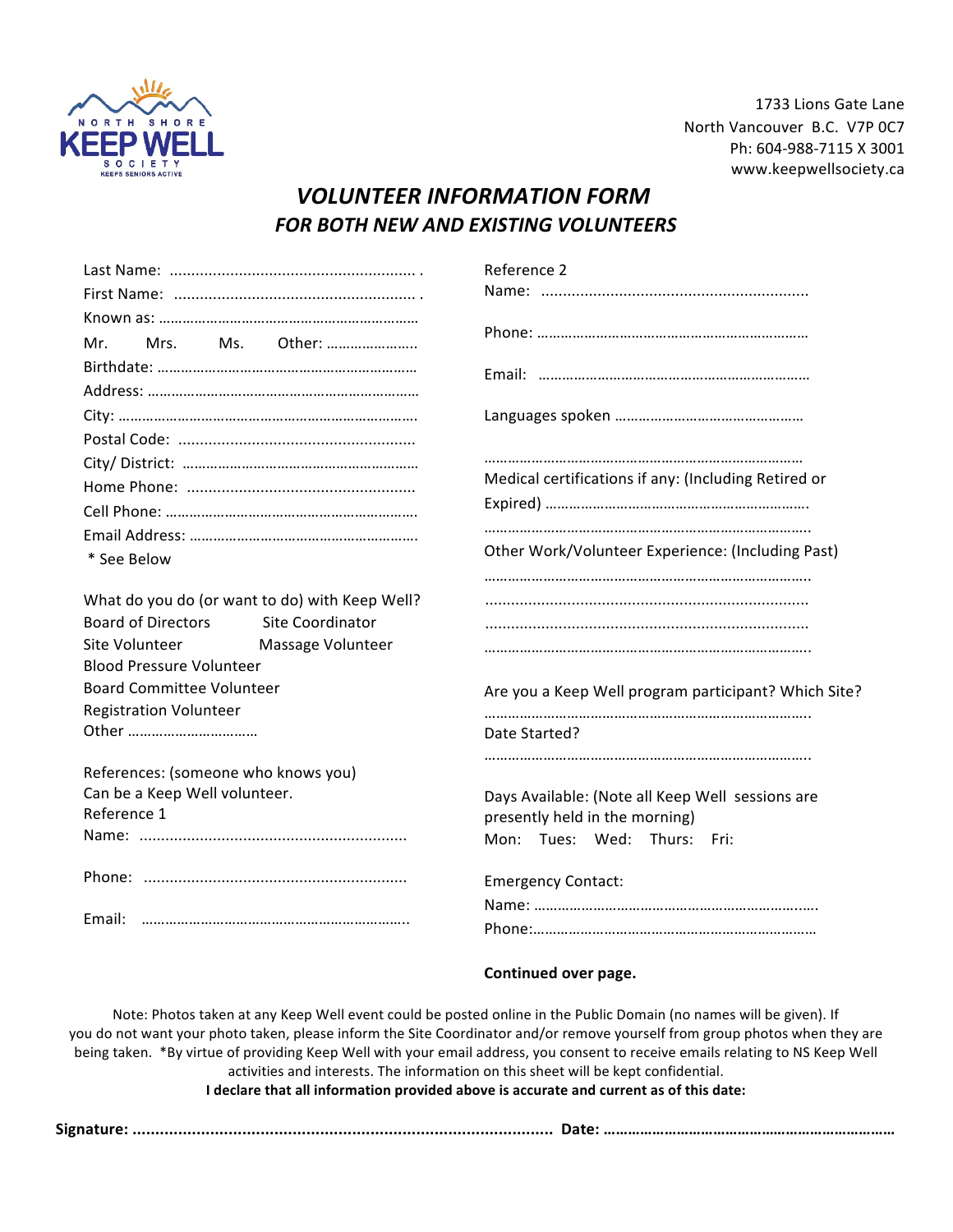NORTH SHORE KEEP WELL SOCIETY
KEEPS SENIORS ACTIVE

1733 Lions Gate Lane
North Vancouver B.C. V7P 0C7
Ph: 604-988-7115 X 3001
www.keepwellsociety.ca

# *VOLUNTEER INFORMATION FORM*

## *FOR BOTH NEW AND EXISTING VOLUNTEERS*

Last Name: .........................................................

First Name: ........................................................

Known as: ………………………………………………………

Mr. Mrs. Ms. Other: …………………..

Birthdate: ………………………………………………………

Address: …………………………………………………………

City: ……………………………………………………………….

Postal Code: ......................................................

City/ District: …………………………………………………

Home Phone: ....................................................

Cell Phone: ……………………………………………………

Email Address: ………………………………………………

\* See Below

What do you do (or want to do) with Keep Well?

Board of Directors  Site Coordinator

Site Volunteer  Massage Volunteer

Blood Pressure Volunteer

Board Committee Volunteer

Registration Volunteer

Other ……………………………

References: (someone who knows you) Can be a Keep Well volunteer.

Reference 1

Name: ..............................................................

Phone: .............................................................

Email: ……………………………………………………….

Reference 2

Name: ..............................................................

Phone: …………………………………………………………

Email: …………………………………………………………

Languages spoken …………………………………………

……………………………………………………………………

Medical certifications if any: (Including Retired or Expired) ………………………………………………………….

……………………………………………………………………….

Other Work/Volunteer Experience: (Including Past)

……………………………………………………………………….

..........................................................................

..........................................................................

……………………………………………………………………….

Are you a Keep Well program participant? Which Site?

……………………………………………………………………….

Date Started?

……………………………………………………………………….

Days Available: (Note all Keep Well sessions are presently held in the morning)

Mon: Tues: Wed: Thurs: Fri:

Emergency Contact:

Name: ………………………………………………………….…

Phone:…………………………………………………………….

**Continued over page.**

Note: Photos taken at any Keep Well event could be posted online in the Public Domain (no names will be given). If you do not want your photo taken, please inform the Site Coordinator and/or remove yourself from group photos when they are being taken. *By virtue of providing Keep Well with your email address, you consent to receive emails relating to NS Keep Well activities and interests. The information on this sheet will be kept confidential.

**I declare that all information provided above is accurate and current as of this date:**

**Signature: ........................................................................................ Date: ………………………………………………………………**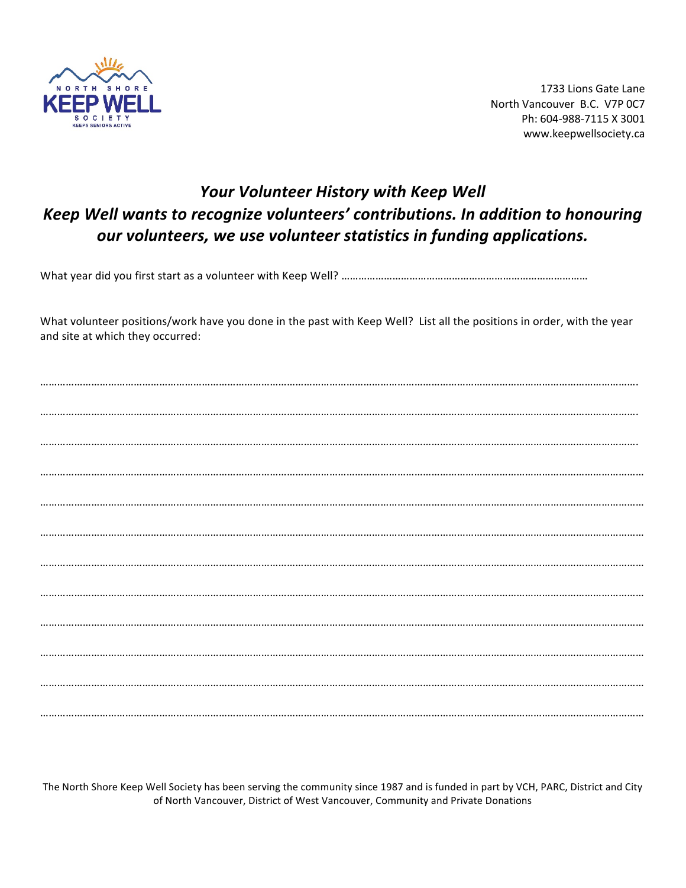1733 Lions Gate Lane
North Vancouver B.C. V7P 0C7
Ph: 604-988-7115 X 3001
www.keepwellsociety.ca

## *Your Volunteer History with Keep Well*
## *Keep Well wants to recognize volunteers' contributions. In addition to honouring our volunteers, we use volunteer statistics in funding applications.*

What year did you first start as a volunteer with Keep Well? …………………………………………………………………………

What volunteer positions/work have you done in the past with Keep Well? List all the positions in order, with the year and site at which they occurred:

…………………………………………………………………………………………………………………………………………………………………

…………………………………………………………………………………………………………………………………………………………………

…………………………………………………………………………………………………………………………………………………………………

…………………………………………………………………………………………………………………………………………………………………

…………………………………………………………………………………………………………………………………………………………………

…………………………………………………………………………………………………………………………………………………………………

…………………………………………………………………………………………………………………………………………………………………

…………………………………………………………………………………………………………………………………………………………………

…………………………………………………………………………………………………………………………………………………………………

…………………………………………………………………………………………………………………………………………………………………

…………………………………………………………………………………………………………………………………………………………………

…………………………………………………………………………………………………………………………………………………………………

The North Shore Keep Well Society has been serving the community since 1987 and is funded in part by VCH, PARC, District and City of North Vancouver, District of West Vancouver, Community and Private Donations